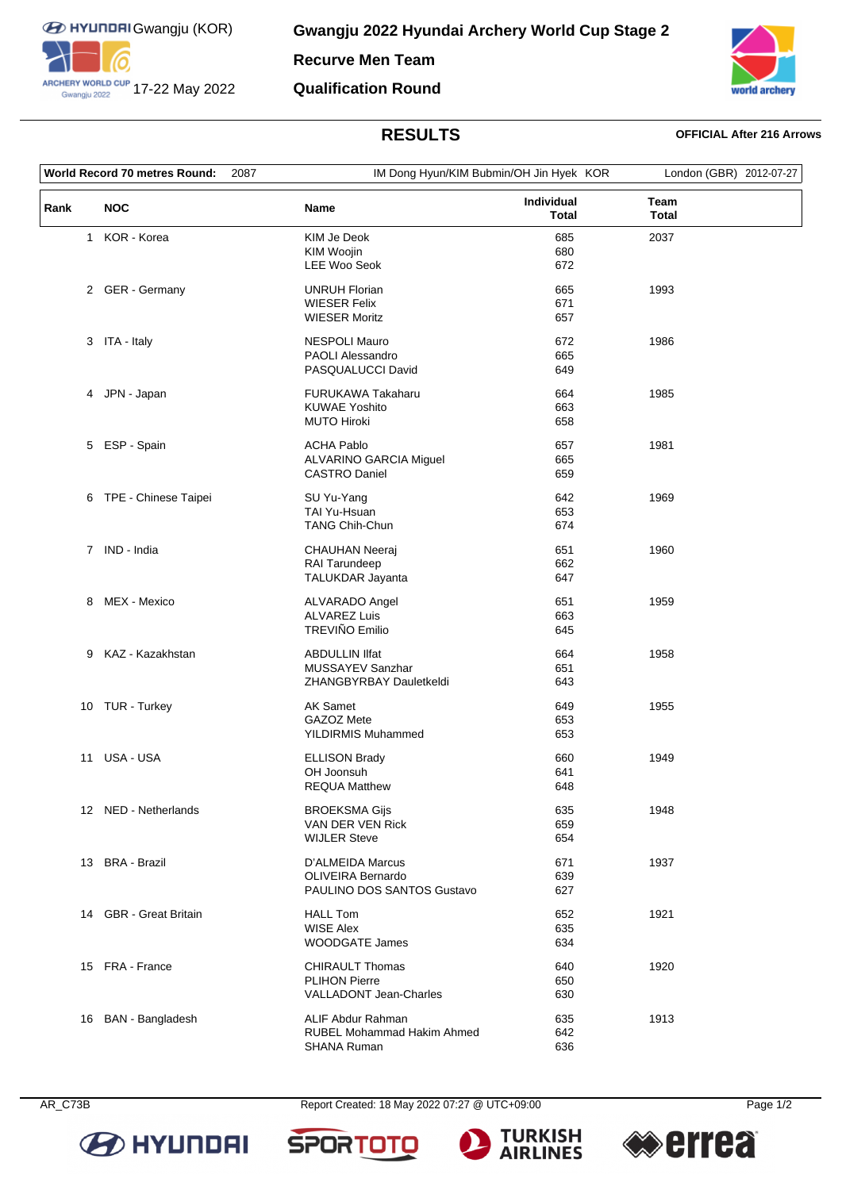Gwangju (KOR)

17-22 May 2022

# Gwangju 2022 Hyundai Archery World Cup Stage 2

## Recurve Men Team

## Qualification Round

## RESULTS

**OFFICIAL After 216 Arrows**

| **World Record 70 metres Round:** 2087 | IM Dong Hyun/KIM Bubmin/OH Jin Hyek KOR | London (GBR) 2012-07-27 |
|---|---|---|

| Rank | NOC | Name | Individual Total | Team Total |
|---|---|---|---|---|
| 1 | KOR - Korea | KIM Je Deok<br>KIM Woojin<br>LEE Woo Seok | 685<br>680<br>672 | 2037 |
| 2 | GER - Germany | UNRUH Florian<br>WIESER Felix<br>WIESER Moritz | 665<br>671<br>657 | 1993 |
| 3 | ITA - Italy | NESPOLI Mauro<br>PAOLI Alessandro<br>PASQUALUCCI David | 672<br>665<br>649 | 1986 |
| 4 | JPN - Japan | FURUKAWA Takaharu<br>KUWAE Yoshito<br>MUTO Hiroki | 664<br>663<br>658 | 1985 |
| 5 | ESP - Spain | ACHA Pablo<br>ALVARINO GARCIA Miguel<br>CASTRO Daniel | 657<br>665<br>659 | 1981 |
| 6 | TPE - Chinese Taipei | SU Yu-Yang<br>TAI Yu-Hsuan<br>TANG Chih-Chun | 642<br>653<br>674 | 1969 |
| 7 | IND - India | CHAUHAN Neeraj<br>RAI Tarundeep<br>TALUKDAR Jayanta | 651<br>662<br>647 | 1960 |
| 8 | MEX - Mexico | ALVARADO Angel<br>ALVAREZ Luis<br>TREVIÑO Emilio | 651<br>663<br>645 | 1959 |
| 9 | KAZ - Kazakhstan | ABDULLIN Ilfat<br>MUSSAYEV Sanzhar<br>ZHANGBYRBAY Dauletkeldi | 664<br>651<br>643 | 1958 |
| 10 | TUR - Turkey | AK Samet<br>GAZOZ Mete<br>YILDIRMIS Muhammed | 649<br>653<br>653 | 1955 |
| 11 | USA - USA | ELLISON Brady<br>OH Joonsuh<br>REQUA Matthew | 660<br>641<br>648 | 1949 |
| 12 | NED - Netherlands | BROEKSMA Gijs<br>VAN DER VEN Rick<br>WIJLER Steve | 635<br>659<br>654 | 1948 |
| 13 | BRA - Brazil | D'ALMEIDA Marcus<br>OLIVEIRA Bernardo<br>PAULINO DOS SANTOS Gustavo | 671<br>639<br>627 | 1937 |
| 14 | GBR - Great Britain | HALL Tom<br>WISE Alex<br>WOODGATE James | 652<br>635<br>634 | 1921 |
| 15 | FRA - France | CHIRAULT Thomas<br>PLIHON Pierre<br>VALLADONT Jean-Charles | 640<br>650<br>630 | 1920 |
| 16 | BAN - Bangladesh | ALIF Abdur Rahman<br>RUBEL Mohammad Hakim Ahmed<br>SHANA Ruman | 635<br>642<br>636 | 1913 |

AR_C73B — Report Created: 18 May 2022 07:27 @ UTC+09:00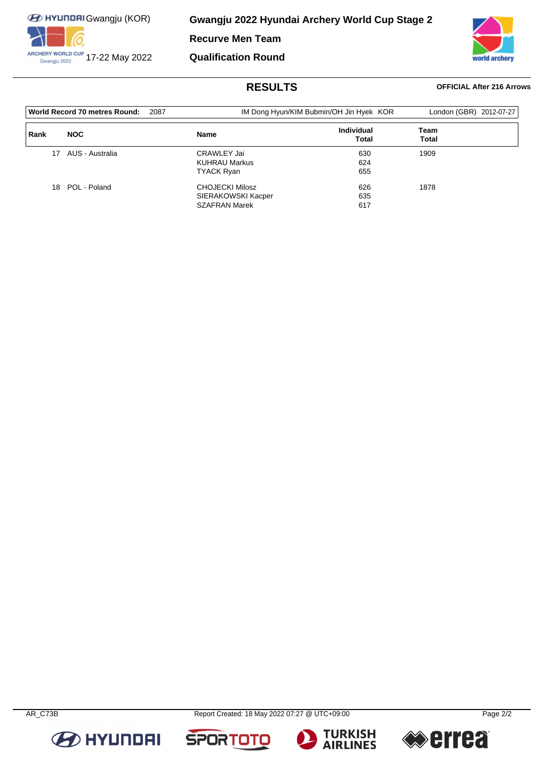# Gwangju 2022 Hyundai Archery World Cup Stage 2

Gwangju (KOR)

17-22 May 2022

## Recurve Men Team

## Qualification Round

## RESULTS

**OFFICIAL After 216 Arrows**

| **World Record 70 metres Round:** | 2087 | IM Dong Hyun/KIM Bubmin/OH Jin Hyek KOR | London (GBR) 2012-07-27 |
|---|---|---|---|

| Rank | NOC | Name | Individual Total | Team Total |
|---|---|---|---|---|
| 17 | AUS - Australia | CRAWLEY Jai | 630 | 1909 |
| | | KUHRAU Markus | 624 | |
| | | TYACK Ryan | 655 | |
| 18 | POL - Poland | CHOJECKI Milosz | 626 | 1878 |
| | | SIERAKOWSKI Kacper | 635 | |
| | | SZAFRAN Marek | 617 | |

AR_C73B Report Created: 18 May 2022 07:27 @ UTC+09:00